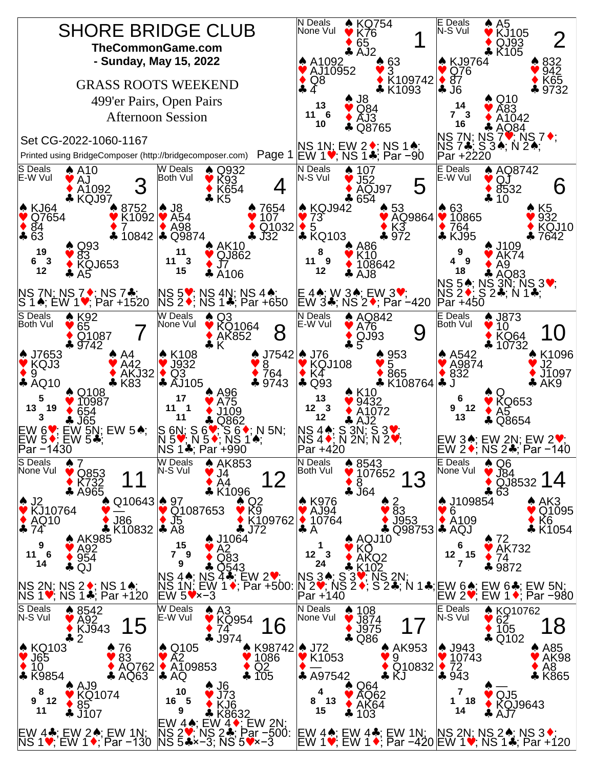# SHORE BRIDGE CLUB

**TheCommonGame.com**

**- Sunday, May 15, 2022**

GRASS ROOTS WEEKEND

499'er Pairs, Open Pairs

Afternoon Session

Set CG-2022-1060-1167

Printed using BridgeComposer (http://bridgecomposer.com)

## Board 1

N Deals, None Vul

| | North | |
|---|---|---|
| | ♠ KQ754 ♥ K76 ♦ 65 ♣ AJ2 | |
| **West** ♠ A1092 ♥ AJ10952 ♦ Q8 ♣ 4 | HCP: N 13, W 11, E 6, S 10 | **East** ♠ 63 ♥ 3 ♦ K109742 ♣ K1093 |
| | **South** ♠ J8 ♥ Q84 ♦ AJ3 ♣ Q8765 | |

NS 1N; EW 2♦; NS 1♠; EW 1♥; NS 1♣; Par −90

## Board 2

E Deals, N-S Vul

| | North | |
|---|---|---|
| | ♠ A5 ♥ KJ105 ♦ QJ93 ♣ K105 | |
| **West** ♠ KJ9764 ♥ Q76 ♦ 87 ♣ J6 | HCP: N 14, W 7, E 3, S 16 | **East** ♠ 832 ♥ 942 ♦ K65 ♣ 9732 |
| | **South** ♠ Q10 ♥ A83 ♦ A1042 ♣ AQ84 | |

NS 7N; NS 7♥; NS 7♦; NS 7♣; S 3♠; N 2♠; Par +2220

## Board 3

S Deals, E-W Vul

| | North | |
|---|---|---|
| | ♠ A10 ♥ AJ ♦ A1092 ♣ KQJ97 | |
| **West** ♠ KJ64 ♥ Q7654 ♦ 84 ♣ 63 | HCP: N 19, W 6, E 3, S 12 | **East** ♠ 8752 ♥ K1092 ♦ 7 ♣ 10842 |
| | **South** ♠ Q93 ♥ 83 ♦ KQJ653 ♣ A5 | |

NS 7N; NS 7♦; NS 7♣; S 1♠; EW 1♥; Par +1520

## Board 4

W Deals, Both Vul

| | North | |
|---|---|---|
| | ♠ Q932 ♥ K93 ♦ K654 ♣ K5 | |
| **West** ♠ J8 ♥ A54 ♦ A98 ♣ Q9874 | HCP: N 11, W 11, E 3, S 15 | **East** ♠ 7654 ♥ 107 ♦ Q1032 ♣ J32 |
| | **South** ♠ AK10 ♥ QJ862 ♦ J7 ♣ A106 | |

NS 5♥; NS 4N; NS 4♠; NS 2♦; NS 1♣; Par +650

## Board 5

N Deals, N-S Vul

| | North | |
|---|---|---|
| | ♠ 107 ♥ J52 ♦ AQJ97 ♣ 654 | |
| **West** ♠ KQJ942 ♥ 73 ♦ 5 ♣ KQ103 | HCP: N 8, W 11, E 9, S 12 | **East** ♠ 53 ♥ AQ9864 ♦ K3 ♣ 972 |
| | **South** ♠ A86 ♥ K10 ♦ 108642 ♣ AJ8 | |

E 4♠; W 3♠; EW 3♥; EW 3♣; NS 2♦; Par −420

## Board 6

E Deals, E-W Vul

| | North | |
|---|---|---|
| | ♠ AQ8742 ♥ QJ ♦ 8532 ♣ 10 | |
| **West** ♠ 63 ♥ 10865 ♦ 764 ♣ KJ95 | HCP: N 9, W 4, E 9, S 18 | **East** ♠ K5 ♥ 932 ♦ KQJ10 ♣ 7642 |
| | **South** ♠ J109 ♥ AK74 ♦ A9 ♣ AQ83 | |

NS 5♠; NS 3N; NS 3♥; NS 2♦; S 2♣; N 1♣; Par +450

## Board 7

S Deals, Both Vul

| | North | |
|---|---|---|
| | ♠ K92 ♥ 65 ♦ Q1087 ♣ 9742 | |
| **West** ♠ J7653 ♥ KQJ3 ♦ 9 ♣ AQ10 | HCP: N 5, W 13, E 19, S 3 | **East** ♠ A4 ♥ A42 ♦ AKJ32 ♣ K83 |
| | **South** ♠ Q108 ♥ 10987 ♦ 654 ♣ J65 | |

EW 6♥; EW 5N; EW 5♠; EW 5♦; EW 5♣; Par −1430

## Board 8

W Deals, None Vul

| | North | |
|---|---|---|
| | ♠ Q3 ♥ KQ1064 ♦ AK852 ♣ K | |
| **West** ♠ K108 ♥ J932 ♦ Q3 ♣ AJ105 | HCP: N 17, W 11, E 1, S 11 | **East** ♠ J7542 ♥ 8 ♦ 764 ♣ 9743 |
| | **South** ♠ A96 ♥ A75 ♦ J109 ♣ Q862 | |

S 6N; S 6♥; S 6♦; N 5N; N 5♥; N 5♦; NS 1♠; NS 1♣; Par +990

## Board 9

N Deals, E-W Vul

| | North | |
|---|---|---|
| | ♠ AQ842 ♥ A76 ♦ QJ93 ♣ 5 | |
| **West** ♠ J76 ♥ KQJ108 ♦ K4 ♣ Q93 | HCP: N 13, W 12, E 3, S 12 | **East** ♠ 953 ♥ 5 ♦ 865 ♣ K108764 |
| | **South** ♠ K10 ♥ 9432 ♦ A1072 ♣ AJ2 | |

NS 4♠; S 3N; S 3♥; NS 4♦; N 2N; N 2♥; Par +420

## Board 10

E Deals, Both Vul

| | North | |
|---|---|---|
| | ♠ J873 ♥ 10 ♦ KQ64 ♣ 10732 | |
| **West** ♠ A542 ♥ A9874 ♦ 832 ♣ J | HCP: N 6, W 9, E 12, S 13 | **East** ♠ K1096 ♥ J2 ♦ J1097 ♣ AK9 |
| | **South** ♠ Q ♥ KQ653 ♦ A5 ♣ Q8654 | |

EW 3♠; EW 2N; EW 2♥; EW 2♦; NS 2♣; Par −140

## Board 11

S Deals, None Vul

| | North | |
|---|---|---|
| | ♠ 7 ♥ Q853 ♦ K732 ♣ A965 | |
| **West** ♠ J2 ♥ KJ10764 ♦ AQ10 ♣ 74 | HCP: N 9, W 11, E 6, S 14 | **East** ♠ Q10643 ♥ — ♦ J86 ♣ K10832 |
| | **South** ♠ AK985 ♥ A92 ♦ 954 ♣ QJ | |

NS 2N; NS 2♦; NS 1♠; NS 1♥; NS 1♣; Par +120

## Board 12

W Deals, N-S Vul

| | North | |
|---|---|---|
| | ♠ AK853 ♥ J4 ♦ A4 ♣ K1096 | |
| **West** ♠ 97 ♥ Q1087653 ♦ J5 ♣ A8 | HCP: N 15, W 7, E 9, S 9 | **East** ♠ Q2 ♥ K9 ♦ K109762 ♣ J72 |
| | **South** ♠ J1064 ♥ A2 ♦ Q83 ♣ Q543 | |

NS 4♠; NS 4♣; EW 2♥; NS 1N; EW 1♦; Par +500: EW 5♥×−3

## Board 13

N Deals, Both Vul

| | North | |
|---|---|---|
| | ♠ 8543 ♥ 107652 ♦ 8 ♣ J64 | |
| **West** ♠ K976 ♥ AJ94 ♦ 10764 ♣ A | HCP: N 1, W 12, E 3, S 24 | **East** ♠ 2 ♥ 83 ♦ J953 ♣ Q98753 |
| | **South** ♠ AQJ10 ♥ KQ ♦ AKQ2 ♣ K102 | |

NS 3♠; S 3♥; NS 2N; N 2♥; NS 2♦; S 2♣; N 1♣; Par +140

## Board 14

E Deals, None Vul

| | North | |
|---|---|---|
| | ♠ Q6 ♥ J84 ♦ QJ8532 ♣ 63 | |
| **West** ♠ J109854 ♥ 6 ♦ A109 ♣ AQJ | HCP: N 6, W 12, E 15, S 7 | **East** ♠ AK3 ♥ Q1095 ♦ K6 ♣ K1054 |
| | **South** ♠ 72 ♥ AK732 ♦ 74 ♣ 9872 | |

EW 6♠; EW 6♣; EW 5N; EW 2♥; EW 1♦; Par −980

## Board 15

S Deals, N-S Vul

| | North | |
|---|---|---|
| | ♠ 8542 ♥ A92 ♦ KJ943 ♣ 2 | |
| **West** ♠ KQ103 ♥ J65 ♦ 10 ♣ K9854 | HCP: N 8, W 9, E 12, S 11 | **East** ♠ 76 ♥ 83 ♦ AQ762 ♣ AQ63 |
| | **South** ♠ AJ9 ♥ KQ1074 ♦ 85 ♣ J107 | |

EW 4♣; EW 2♠; EW 1N; NS 1♥; EW 1♦; Par −130

## Board 16

W Deals, E-W Vul

| | North | |
|---|---|---|
| | ♠ A3 ♥ KQ954 ♦ 74 ♣ J974 | |
| **West** ♠ Q105 ♥ A2 ♦ A109853 ♣ AQ | HCP: N 10, W 16, E 5, S 9 | **East** ♠ K98742 ♥ 1086 ♦ Q2 ♣ 105 |
| | **South** ♠ J6 ♥ J73 ♦ KJ6 ♣ K8632 | |

EW 4♠; EW 4♦; EW 2N; NS 2♥; NS 2♣; Par −500: NS 5♣×−3; NS 5♥×−3

## Board 17

N Deals, None Vul

| | North | |
|---|---|---|
| | ♠ 108 ♥ J874 ♦ J975 ♣ Q86 | |
| **West** ♠ J72 ♥ K1053 ♦ — ♣ A97542 | HCP: N 4, W 8, E 13, S 15 | **East** ♠ AK953 ♥ 9 ♦ Q10832 ♣ KJ |
| | **South** ♠ Q64 ♥ AQ62 ♦ AK64 ♣ 103 | |

EW 4♠; EW 4♣; EW 1N; EW 1♥; EW 1♦; Par −420

## Board 18

E Deals, N-S Vul

| | North | |
|---|---|---|
| | ♠ KQ10762 ♥ 62 ♦ 105 ♣ Q102 | |
| **West** ♠ J943 ♥ 10743 ♦ 72 ♣ 943 | HCP: N 7, W 1, E 18, S 14 | **East** ♠ A85 ♥ AK98 ♦ A8 ♣ K865 |
| | **South** ♠ — ♥ QJ5 ♦ KQJ9643 ♣ AJ7 | |

NS 2N; NS 2♠; NS 3♦; EW 1♥; NS 1♣; Par +120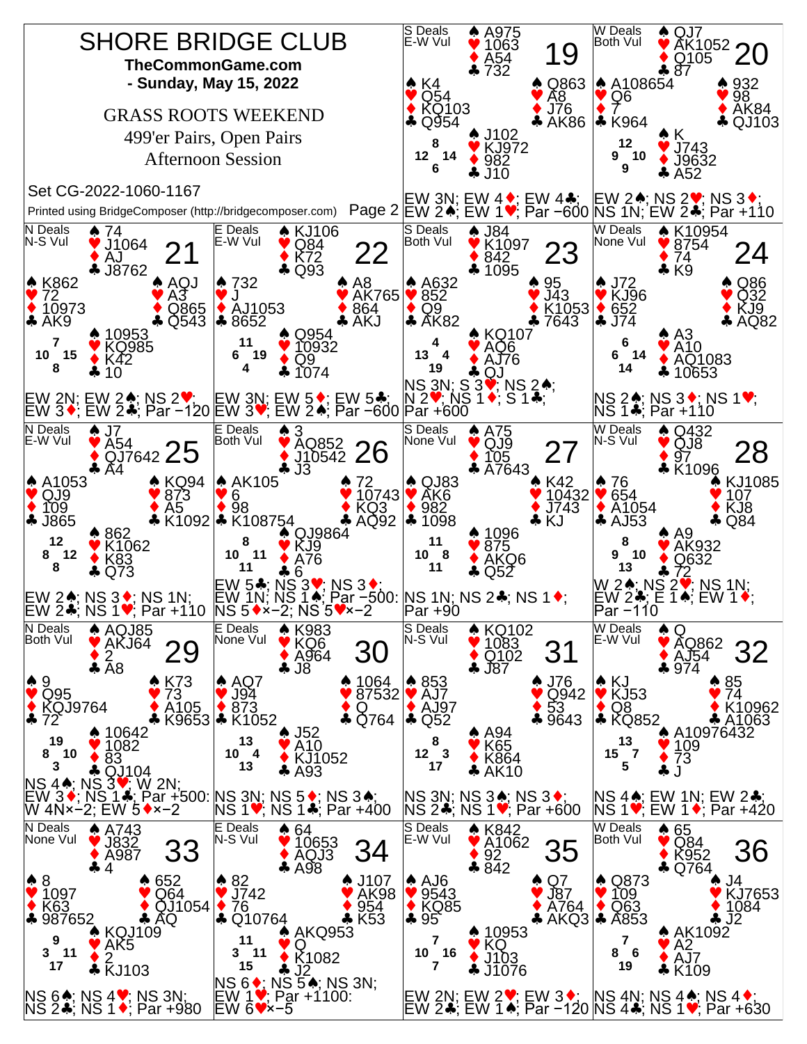# SHORE BRIDGE CLUB

**TheCommonGame.com**

**- Sunday, May 15, 2022**

GRASS ROOTS WEEKEND

499'er Pairs, Open Pairs

Afternoon Session

Set CG-2022-1060-1167

Printed using BridgeComposer (http://bridgecomposer.com)

---

## Board 19

S Deals, E-W Vul

North: ♠ A975 ♥ 1063 ♦ A54 ♣ 732

West: ♠ K4 ♥ Q54 ♦ KQ103 ♣ Q954

East: ♠ Q863 ♥ A8 ♦ J76 ♣ AK86

South: ♠ J102 ♥ KJ972 ♦ 982 ♣ J10

HCP: N 8, W 12, E 14, S 6

EW 3N; EW 4♦; EW 4♣; EW 2♠; EW 1♥; Par −600

## Board 20

W Deals, Both Vul

North: ♠ QJ7 ♥ AK1052 ♦ Q105 ♣ 87

West: ♠ A108654 ♥ Q6 ♦ 7 ♣ K964

East: ♠ 932 ♥ 98 ♦ AK84 ♣ QJ103

South: ♠ K ♥ J743 ♦ J9632 ♣ A52

HCP: N 12, W 9, E 10, S 9

EW 2♠; NS 2♥; NS 3♦; NS 1N; EW 2♣; Par +110

## Board 21

N Deals, N-S Vul

North: ♠ 74 ♥ J1064 ♦ AJ ♣ J8762

West: ♠ K862 ♥ 72 ♦ 10973 ♣ AK9

East: ♠ AQJ ♥ A3 ♦ Q865 ♣ Q543

South: ♠ 10953 ♥ KQ985 ♦ K42 ♣ 10

HCP: N 7, W 10, E 15, S 8

EW 2N; EW 2♠; NS 2♥; EW 3♦; EW 2♣; Par −120

## Board 22

E Deals, E-W Vul

North: ♠ KJ106 ♥ Q84 ♦ K72 ♣ Q93

West: ♠ 732 ♥ J ♦ AJ1053 ♣ 8652

East: ♠ A8 ♥ AK765 ♦ 864 ♣ AKJ

South: ♠ Q954 ♥ 10932 ♦ Q9 ♣ 1074

HCP: N 11, W 6, E 19, S 4

EW 3N; EW 5♦; EW 5♣; EW 3♥; EW 2♠; Par −600

## Board 23

S Deals, Both Vul

North: ♠ J84 ♥ K1097 ♦ 842 ♣ 1095

West: ♠ A632 ♥ 852 ♦ Q9 ♣ AK82

East: ♠ 95 ♥ J43 ♦ K1053 ♣ 7643

South: ♠ KQ107 ♥ AQ6 ♦ AJ76 ♣ QJ

HCP: N 4, W 13, E 4, S 19

NS 3N; S 3♥; NS 2♠; N 2♥; NS 1♦; S 1♣; Par +600

## Board 24

W Deals, None Vul

North: ♠ K10954 ♥ 8754 ♦ 74 ♣ K9

West: ♠ J72 ♥ KJ96 ♦ 652 ♣ J74

East: ♠ Q86 ♥ Q32 ♦ KJ9 ♣ AQ82

South: ♠ A3 ♥ A10 ♦ AQ1083 ♣ 10653

HCP: N 6, W 6, E 14, S 14

NS 2♠; NS 3♦; NS 1♥; NS 1♣; Par +110

## Board 25

N Deals, E-W Vul

North: ♠ J7 ♥ A54 ♦ QJ7642 ♣ A4

West: ♠ A1053 ♥ QJ9 ♦ 109 ♣ J865

East: ♠ KQ94 ♥ 873 ♦ A5 ♣ K1092

South: ♠ 862 ♥ K1062 ♦ K83 ♣ Q73

HCP: N 12, W 8, E 12, S 8

EW 2♠; NS 3♦; NS 1N; EW 2♣; NS 1♥; Par +110

## Board 26

E Deals, Both Vul

North: ♠ 3 ♥ AQ852 ♦ J10542 ♣ J3

West: ♠ AK105 ♥ 6 ♦ 98 ♣ K108754

East: ♠ 72 ♥ 10743 ♦ KQ3 ♣ AQ92

South: ♠ QJ9864 ♥ KJ9 ♦ A76 ♣ 6

HCP: N 8, W 10, E 11, S 11

EW 5♣; NS 3♥; NS 3♦; EW 1N; NS 1♠; Par −500: NS 5♦×−2; NS 5♥×−2

## Board 27

S Deals, None Vul

North: ♠ A75 ♥ QJ9 ♦ 105 ♣ A7643

West: ♠ QJ83 ♥ AK6 ♦ 982 ♣ 1098

East: ♠ K42 ♥ 10432 ♦ J743 ♣ KJ

South: ♠ 1096 ♥ 875 ♦ AKQ6 ♣ Q52

HCP: N 11, W 10, E 8, S 11

NS 1N; NS 2♣; NS 1♦; Par +90

## Board 28

W Deals, N-S Vul

North: ♠ Q432 ♥ QJ8 ♦ 97 ♣ K1096

West: ♠ 76 ♥ 654 ♦ A1054 ♣ AJ53

East: ♠ KJ1085 ♥ 107 ♦ KJ8 ♣ Q84

South: ♠ A9 ♥ AK932 ♦ Q632 ♣ 72

HCP: N 8, W 9, E 10, S 13

W 2♠; NS 2♥; NS 1N; EW 2♣; E 1♠; EW 1♦; Par −110

## Board 29

N Deals, Both Vul

North: ♠ AQJ85 ♥ AKJ64 ♦ 2 ♣ A8

West: ♠ 9 ♥ Q95 ♦ KQJ9764 ♣ 72

East: ♠ K73 ♥ 73 ♦ A105 ♣ K9653

South: ♠ 10642 ♥ 1082 ♦ 83 ♣ QJ104

HCP: N 19, W 8, E 10, S 3

NS 4♠; NS 3♥; W 2N; EW 3♦; NS 1♣; Par +500: W 4N×−2; EW 5♦×−2

## Board 30

E Deals, None Vul

North: ♠ K983 ♥ KQ6 ♦ A964 ♣ J8

West: ♠ AQ7 ♥ J94 ♦ 873 ♣ K1052

East: ♠ 1064 ♥ 87532 ♦ Q ♣ Q764

South: ♠ J52 ♥ A10 ♦ KJ1052 ♣ A93

HCP: N 13, W 10, E 4, S 13

NS 3N; NS 5♦; NS 3♠; NS 1♥; NS 1♣; Par +400

## Board 31

S Deals, N-S Vul

North: ♠ KQ102 ♥ 1083 ♦ Q102 ♣ J87

West: ♠ 853 ♥ AJ7 ♦ AJ97 ♣ Q52

East: ♠ J76 ♥ Q942 ♦ 53 ♣ 9643

South: ♠ A94 ♥ K65 ♦ K864 ♣ AK10

HCP: N 8, W 12, E 3, S 17

NS 3N; NS 3♠; NS 3♦; NS 2♣; NS 1♥; Par +600

## Board 32

W Deals, E-W Vul

North: ♠ Q ♥ AQ862 ♦ AJ54 ♣ 974

West: ♠ KJ ♥ KJ53 ♦ Q8 ♣ KQ852

East: ♠ 85 ♥ 74 ♦ K10962 ♣ A1063

South: ♠ A10976432 ♥ 109 ♦ 73 ♣ J

HCP: N 13, W 15, E 7, S 5

NS 4♠; EW 1N; EW 2♣; NS 1♥; EW 1♦; Par +420

## Board 33

N Deals, None Vul

North: ♠ A743 ♥ J832 ♦ A987 ♣ 4

West: ♠ 8 ♥ 1097 ♦ K63 ♣ 987652

East: ♠ 652 ♥ Q64 ♦ QJ1054 ♣ AQ

South: ♠ KQJ109 ♥ AK5 ♦ 2 ♣ KJ103

HCP: N 9, W 3, E 11, S 17

NS 6♠; NS 4♥; NS 3N; NS 2♣; NS 1♦; Par +980

## Board 34

E Deals, N-S Vul

North: ♠ 64 ♥ 10653 ♦ AQJ3 ♣ A98

West: ♠ 82 ♥ J742 ♦ 76 ♣ Q10764

East: ♠ J107 ♥ AK98 ♦ 954 ♣ K53

South: ♠ AKQ953 ♥ Q ♦ K1082 ♣ J2

HCP: N 11, W 3, E 11, S 15

NS 6♦; NS 5♠; NS 3N; EW 1♥; Par +1100: EW 6♥×−5

## Board 35

S Deals, E-W Vul

North: ♠ K842 ♥ A1062 ♦ 92 ♣ 842

West: ♠ AJ6 ♥ 9543 ♦ KQ85 ♣ 95

East: ♠ Q7 ♥ J87 ♦ A764 ♣ AKQ3

South: ♠ 10953 ♥ KQ ♦ J103 ♣ J1076

HCP: N 7, W 10, E 16, S 7

EW 2N; EW 2♥; EW 3♦; EW 2♣; EW 1♠; Par −120

## Board 36

W Deals, Both Vul

North: ♠ 65 ♥ Q84 ♦ K952 ♣ Q764

West: ♠ Q873 ♥ 109 ♦ Q63 ♣ A853

East: ♠ J4 ♥ KJ7653 ♦ 1084 ♣ J2

South: ♠ AK1092 ♥ A2 ♦ AJ7 ♣ K109

HCP: N 7, W 8, E 6, S 19

NS 4N; NS 4♠; NS 4♦; NS 4♣; NS 1♥; Par +630